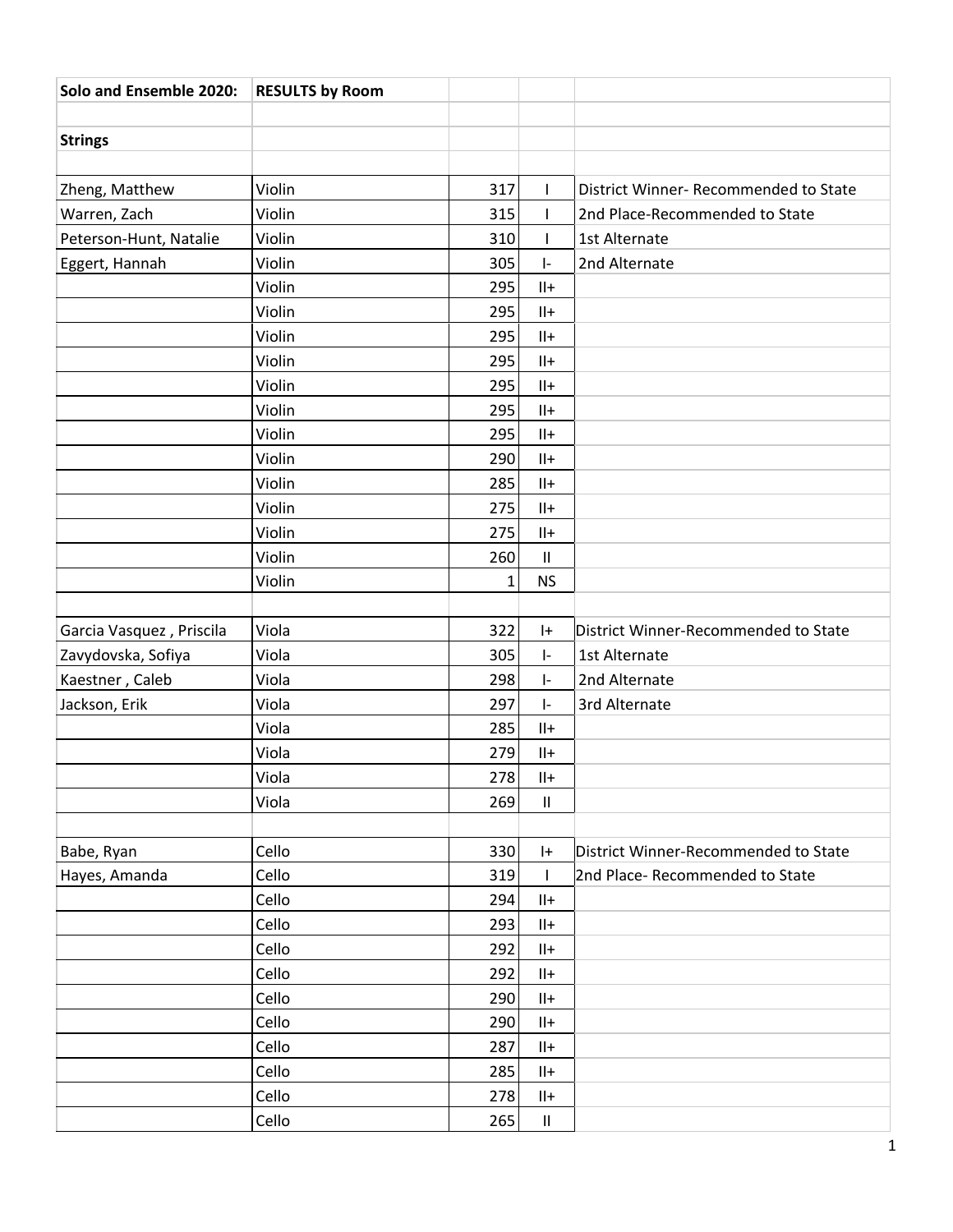| Solo and Ensemble 2020: | RESULTS by Room | | | |
|---|---|---|---|---|
| | | | | |
| **Strings** | | | | |
| | | | | |
| Zheng, Matthew | Violin | 317 | I | District Winner- Recommended to State |
| Warren, Zach | Violin | 315 | I | 2nd Place-Recommended to State |
| Peterson-Hunt, Natalie | Violin | 310 | I | 1st Alternate |
| Eggert, Hannah | Violin | 305 | I- | 2nd Alternate |
| | Violin | 295 | II+ | |
| | Violin | 295 | II+ | |
| | Violin | 295 | II+ | |
| | Violin | 295 | II+ | |
| | Violin | 295 | II+ | |
| | Violin | 295 | II+ | |
| | Violin | 295 | II+ | |
| | Violin | 290 | II+ | |
| | Violin | 285 | II+ | |
| | Violin | 275 | II+ | |
| | Violin | 275 | II+ | |
| | Violin | 260 | II | |
| | Violin | 1 | NS | |
| | | | | |
| Garcia Vasquez , Priscila | Viola | 322 | I+ | District Winner-Recommended to State |
| Zavydovska, Sofiya | Viola | 305 | I- | 1st Alternate |
| Kaestner , Caleb | Viola | 298 | I- | 2nd Alternate |
| Jackson, Erik | Viola | 297 | I- | 3rd Alternate |
| | Viola | 285 | II+ | |
| | Viola | 279 | II+ | |
| | Viola | 278 | II+ | |
| | Viola | 269 | II | |
| | | | | |
| Babe, Ryan | Cello | 330 | I+ | District Winner-Recommended to State |
| Hayes, Amanda | Cello | 319 | I | 2nd Place- Recommended to State |
| | Cello | 294 | II+ | |
| | Cello | 293 | II+ | |
| | Cello | 292 | II+ | |
| | Cello | 292 | II+ | |
| | Cello | 290 | II+ | |
| | Cello | 290 | II+ | |
| | Cello | 287 | II+ | |
| | Cello | 285 | II+ | |
| | Cello | 278 | II+ | |
| | Cello | 265 | II | |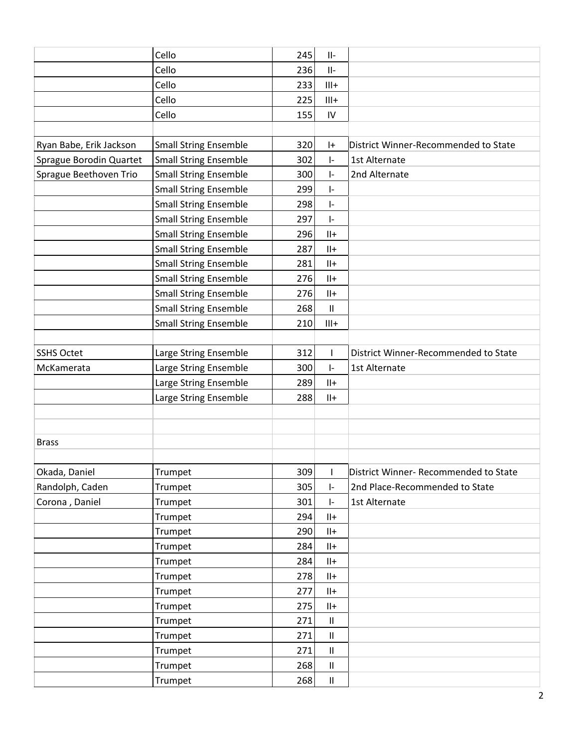| | | | | |
|---|---|---|---|---|
| | Cello | 245 | II- | |
| | Cello | 236 | II- | |
| | Cello | 233 | III+ | |
| | Cello | 225 | III+ | |
| | Cello | 155 | IV | |
| | | | | |
| Ryan Babe, Erik Jackson | Small String Ensemble | 320 | I+ | District Winner-Recommended to State |
| Sprague Borodin Quartet | Small String Ensemble | 302 | I- | 1st Alternate |
| Sprague Beethoven Trio | Small String Ensemble | 300 | I- | 2nd Alternate |
| | Small String Ensemble | 299 | I- | |
| | Small String Ensemble | 298 | I- | |
| | Small String Ensemble | 297 | I- | |
| | Small String Ensemble | 296 | II+ | |
| | Small String Ensemble | 287 | II+ | |
| | Small String Ensemble | 281 | II+ | |
| | Small String Ensemble | 276 | II+ | |
| | Small String Ensemble | 276 | II+ | |
| | Small String Ensemble | 268 | II | |
| | Small String Ensemble | 210 | III+ | |
| | | | | |
| SSHS Octet | Large String Ensemble | 312 | I | District Winner-Recommended to State |
| McKamerata | Large String Ensemble | 300 | I- | 1st Alternate |
| | Large String Ensemble | 289 | II+ | |
| | Large String Ensemble | 288 | II+ | |
| | | | | |
| | | | | |
| Brass | | | | |
| | | | | |
| Okada, Daniel | Trumpet | 309 | I | District Winner- Recommended to State |
| Randolph, Caden | Trumpet | 305 | I- | 2nd Place-Recommended to State |
| Corona , Daniel | Trumpet | 301 | I- | 1st Alternate |
| | Trumpet | 294 | II+ | |
| | Trumpet | 290 | II+ | |
| | Trumpet | 284 | II+ | |
| | Trumpet | 284 | II+ | |
| | Trumpet | 278 | II+ | |
| | Trumpet | 277 | II+ | |
| | Trumpet | 275 | II+ | |
| | Trumpet | 271 | II | |
| | Trumpet | 271 | II | |
| | Trumpet | 271 | II | |
| | Trumpet | 268 | II | |
| | Trumpet | 268 | II | |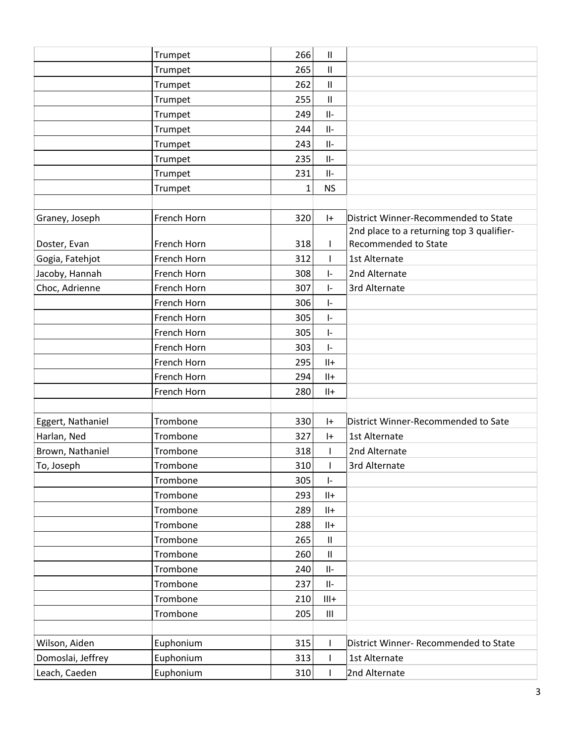| | | | | |
|---|---|---|---|---|
| | Trumpet | 266 | II | |
| | Trumpet | 265 | II | |
| | Trumpet | 262 | II | |
| | Trumpet | 255 | II | |
| | Trumpet | 249 | II- | |
| | Trumpet | 244 | II- | |
| | Trumpet | 243 | II- | |
| | Trumpet | 235 | II- | |
| | Trumpet | 231 | II- | |
| | Trumpet | 1 | NS | |
| | | | | |
| Graney, Joseph | French Horn | 320 | I+ | District Winner-Recommended to State |
| Doster, Evan | French Horn | 318 | I | 2nd place to a returning top 3 qualifier-Recommended to State |
| Gogia, Fatehjot | French Horn | 312 | I | 1st Alternate |
| Jacoby, Hannah | French Horn | 308 | I- | 2nd Alternate |
| Choc, Adrienne | French Horn | 307 | I- | 3rd Alternate |
| | French Horn | 306 | I- | |
| | French Horn | 305 | I- | |
| | French Horn | 305 | I- | |
| | French Horn | 303 | I- | |
| | French Horn | 295 | II+ | |
| | French Horn | 294 | II+ | |
| | French Horn | 280 | II+ | |
| | | | | |
| Eggert, Nathaniel | Trombone | 330 | I+ | District Winner-Recommended to Sate |
| Harlan, Ned | Trombone | 327 | I+ | 1st Alternate |
| Brown, Nathaniel | Trombone | 318 | I | 2nd Alternate |
| To, Joseph | Trombone | 310 | I | 3rd Alternate |
| | Trombone | 305 | I- | |
| | Trombone | 293 | II+ | |
| | Trombone | 289 | II+ | |
| | Trombone | 288 | II+ | |
| | Trombone | 265 | II | |
| | Trombone | 260 | II | |
| | Trombone | 240 | II- | |
| | Trombone | 237 | II- | |
| | Trombone | 210 | III+ | |
| | Trombone | 205 | III | |
| | | | | |
| Wilson, Aiden | Euphonium | 315 | I | District Winner- Recommended to State |
| Domoslai, Jeffrey | Euphonium | 313 | I | 1st Alternate |
| Leach, Caeden | Euphonium | 310 | I | 2nd Alternate |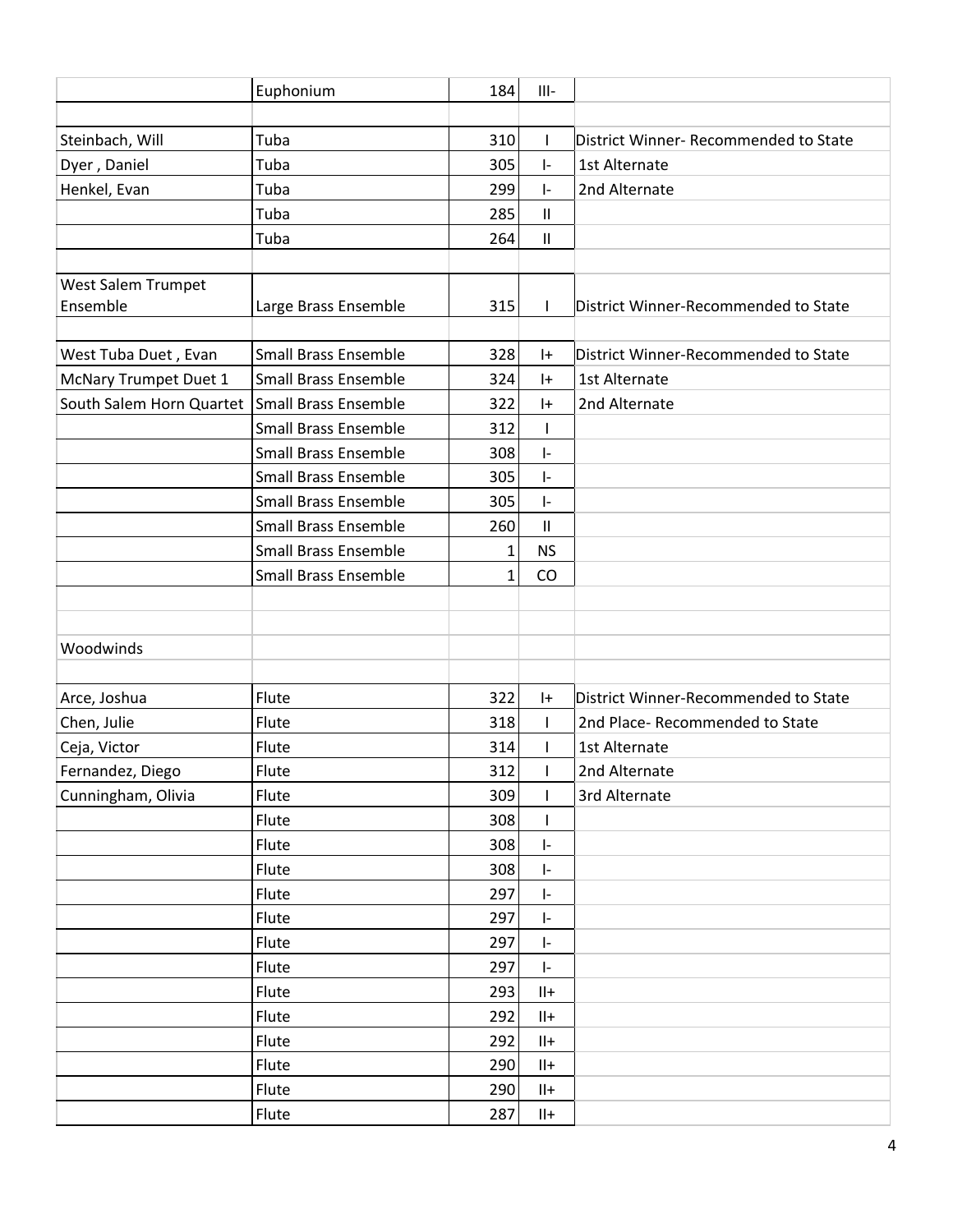| | | | | |
|---|---|---|---|---|
| | Euphonium | 184 | III- | |
| | | | | |
| Steinbach, Will | Tuba | 310 | I | District Winner- Recommended to State |
| Dyer , Daniel | Tuba | 305 | I- | 1st Alternate |
| Henkel, Evan | Tuba | 299 | I- | 2nd Alternate |
| | Tuba | 285 | II | |
| | Tuba | 264 | II | |
| | | | | |
| West Salem Trumpet Ensemble | Large Brass Ensemble | 315 | I | District Winner-Recommended to State |
| | | | | |
| West Tuba Duet , Evan | Small Brass Ensemble | 328 | I+ | District Winner-Recommended to State |
| McNary Trumpet Duet 1 | Small Brass Ensemble | 324 | I+ | 1st Alternate |
| South Salem Horn Quartet | Small Brass Ensemble | 322 | I+ | 2nd Alternate |
| | Small Brass Ensemble | 312 | I | |
| | Small Brass Ensemble | 308 | I- | |
| | Small Brass Ensemble | 305 | I- | |
| | Small Brass Ensemble | 305 | I- | |
| | Small Brass Ensemble | 260 | II | |
| | Small Brass Ensemble | 1 | NS | |
| | Small Brass Ensemble | 1 | CO | |
| | | | | |
| | | | | |
| Woodwinds | | | | |
| | | | | |
| Arce, Joshua | Flute | 322 | I+ | District Winner-Recommended to State |
| Chen, Julie | Flute | 318 | I | 2nd Place- Recommended to State |
| Ceja, Victor | Flute | 314 | I | 1st Alternate |
| Fernandez, Diego | Flute | 312 | I | 2nd Alternate |
| Cunningham, Olivia | Flute | 309 | I | 3rd Alternate |
| | Flute | 308 | I | |
| | Flute | 308 | I- | |
| | Flute | 308 | I- | |
| | Flute | 297 | I- | |
| | Flute | 297 | I- | |
| | Flute | 297 | I- | |
| | Flute | 297 | I- | |
| | Flute | 293 | II+ | |
| | Flute | 292 | II+ | |
| | Flute | 292 | II+ | |
| | Flute | 290 | II+ | |
| | Flute | 290 | II+ | |
| | Flute | 287 | II+ | |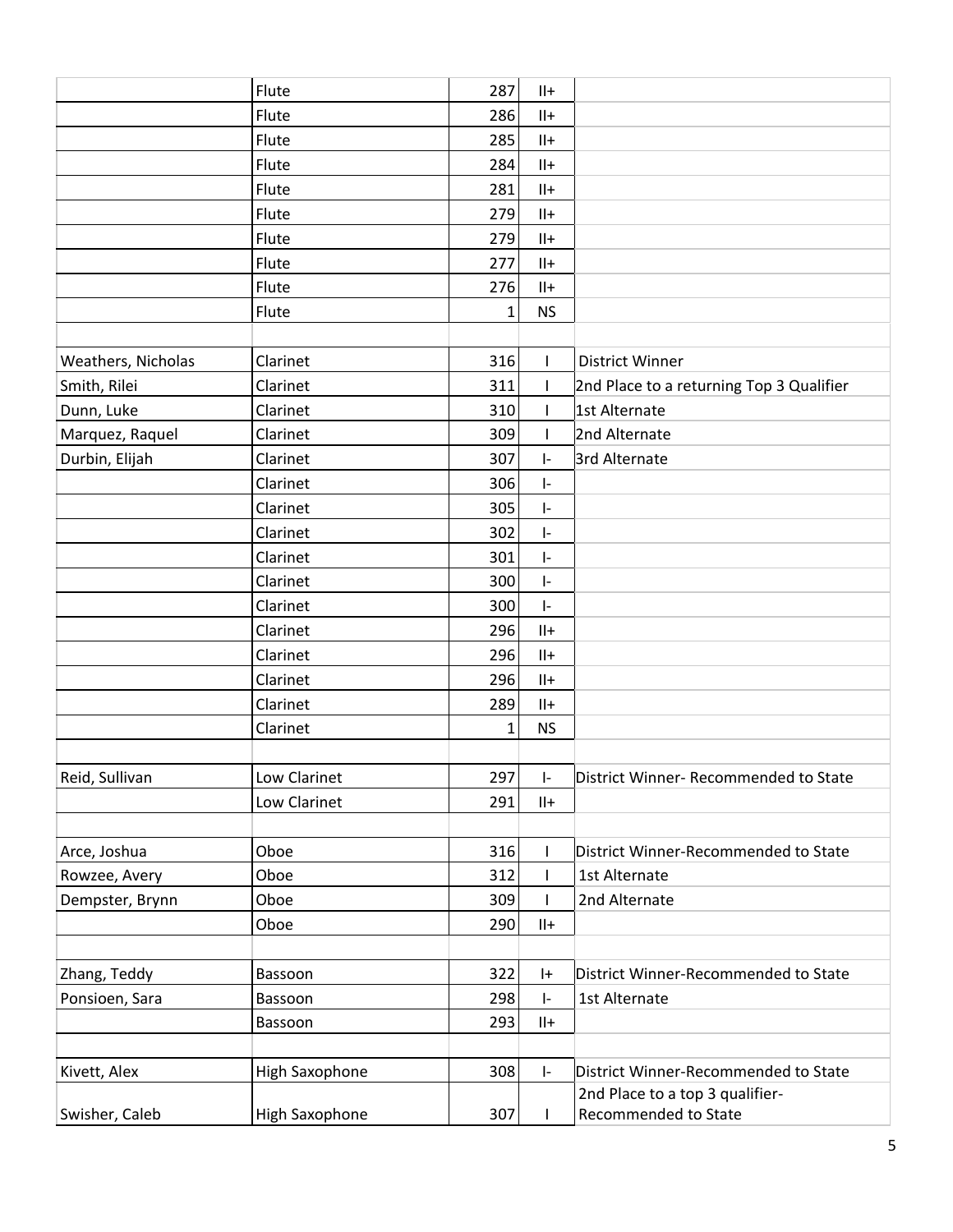| | | | | |
|---|---|---|---|---|
| | Flute | 287 | II+ | |
| | Flute | 286 | II+ | |
| | Flute | 285 | II+ | |
| | Flute | 284 | II+ | |
| | Flute | 281 | II+ | |
| | Flute | 279 | II+ | |
| | Flute | 279 | II+ | |
| | Flute | 277 | II+ | |
| | Flute | 276 | II+ | |
| | Flute | 1 | NS | |
| | | | | |
| Weathers, Nicholas | Clarinet | 316 | I | District Winner |
| Smith, Rilei | Clarinet | 311 | I | 2nd Place to a returning Top 3 Qualifier |
| Dunn, Luke | Clarinet | 310 | I | 1st Alternate |
| Marquez, Raquel | Clarinet | 309 | I | 2nd Alternate |
| Durbin, Elijah | Clarinet | 307 | I- | 3rd Alternate |
| | Clarinet | 306 | I- | |
| | Clarinet | 305 | I- | |
| | Clarinet | 302 | I- | |
| | Clarinet | 301 | I- | |
| | Clarinet | 300 | I- | |
| | Clarinet | 300 | I- | |
| | Clarinet | 296 | II+ | |
| | Clarinet | 296 | II+ | |
| | Clarinet | 296 | II+ | |
| | Clarinet | 289 | II+ | |
| | Clarinet | 1 | NS | |
| | | | | |
| Reid, Sullivan | Low Clarinet | 297 | I- | District Winner- Recommended to State |
| | Low Clarinet | 291 | II+ | |
| | | | | |
| Arce, Joshua | Oboe | 316 | I | District Winner-Recommended to State |
| Rowzee, Avery | Oboe | 312 | I | 1st Alternate |
| Dempster, Brynn | Oboe | 309 | I | 2nd Alternate |
| | Oboe | 290 | II+ | |
| | | | | |
| Zhang, Teddy | Bassoon | 322 | I+ | District Winner-Recommended to State |
| Ponsioen, Sara | Bassoon | 298 | I- | 1st Alternate |
| | Bassoon | 293 | II+ | |
| | | | | |
| Kivett, Alex | High Saxophone | 308 | I- | District Winner-Recommended to State |
| Swisher, Caleb | High Saxophone | 307 | I | 2nd Place to a top 3 qualifier- Recommended to State |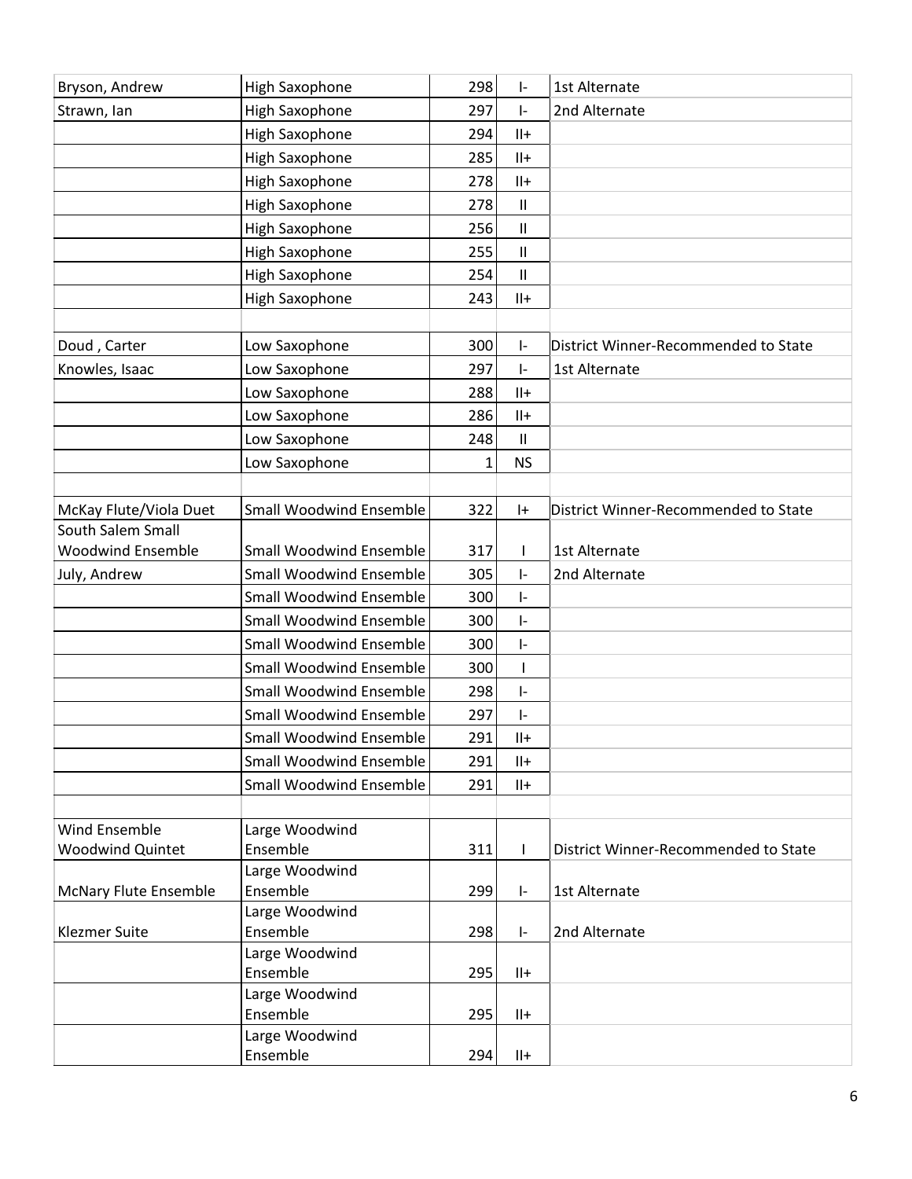| | | | | |
|---|---|---|---|---|
| Bryson, Andrew | High Saxophone | 298 | I- | 1st Alternate |
| Strawn, Ian | High Saxophone | 297 | I- | 2nd Alternate |
| | High Saxophone | 294 | II+ | |
| | High Saxophone | 285 | II+ | |
| | High Saxophone | 278 | II+ | |
| | High Saxophone | 278 | II | |
| | High Saxophone | 256 | II | |
| | High Saxophone | 255 | II | |
| | High Saxophone | 254 | II | |
| | High Saxophone | 243 | II+ | |
| | | | | |
| Doud , Carter | Low Saxophone | 300 | I- | District Winner-Recommended to State |
| Knowles, Isaac | Low Saxophone | 297 | I- | 1st Alternate |
| | Low Saxophone | 288 | II+ | |
| | Low Saxophone | 286 | II+ | |
| | Low Saxophone | 248 | II | |
| | Low Saxophone | 1 | NS | |
| | | | | |
| McKay Flute/Viola Duet | Small Woodwind Ensemble | 322 | I+ | District Winner-Recommended to State |
| South Salem Small Woodwind Ensemble | Small Woodwind Ensemble | 317 | I | 1st Alternate |
| July, Andrew | Small Woodwind Ensemble | 305 | I- | 2nd Alternate |
| | Small Woodwind Ensemble | 300 | I- | |
| | Small Woodwind Ensemble | 300 | I- | |
| | Small Woodwind Ensemble | 300 | I- | |
| | Small Woodwind Ensemble | 300 | I | |
| | Small Woodwind Ensemble | 298 | I- | |
| | Small Woodwind Ensemble | 297 | I- | |
| | Small Woodwind Ensemble | 291 | II+ | |
| | Small Woodwind Ensemble | 291 | II+ | |
| | Small Woodwind Ensemble | 291 | II+ | |
| | | | | |
| Wind Ensemble Woodwind Quintet | Large Woodwind Ensemble | 311 | I | District Winner-Recommended to State |
| McNary Flute Ensemble | Large Woodwind Ensemble | 299 | I- | 1st Alternate |
| Klezmer Suite | Large Woodwind Ensemble | 298 | I- | 2nd Alternate |
| | Large Woodwind Ensemble | 295 | II+ | |
| | Large Woodwind Ensemble | 295 | II+ | |
| | Large Woodwind Ensemble | 294 | II+ | |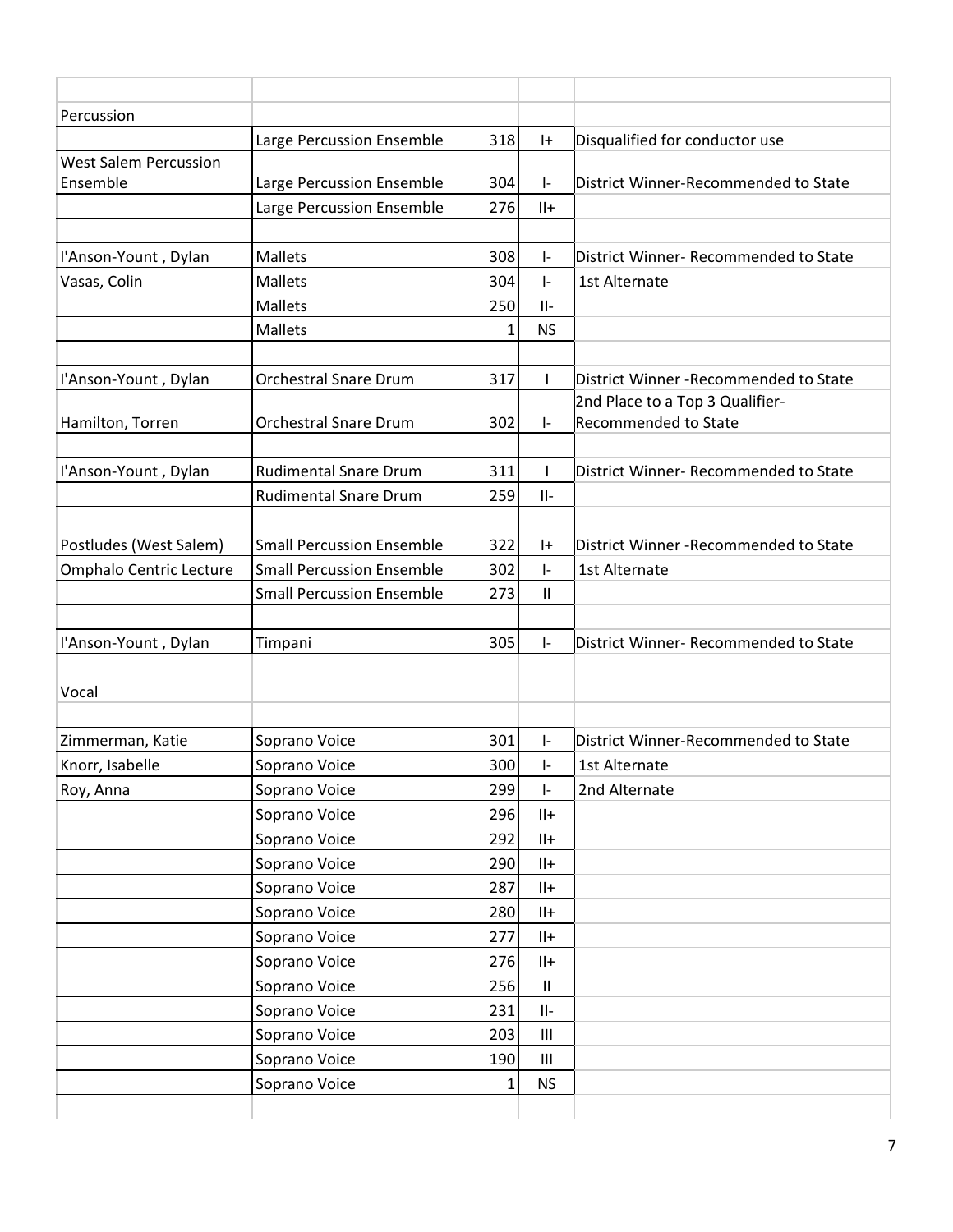| | | | | |
|---|---|---|---|---|
| Percussion | | | | |
| | Large Percussion Ensemble | 318 | I+ | Disqualified for conductor use |
| West Salem Percussion Ensemble | Large Percussion Ensemble | 304 | I- | District Winner-Recommended to State |
| | Large Percussion Ensemble | 276 | II+ | |
| | | | | |
| I'Anson-Yount , Dylan | Mallets | 308 | I- | District Winner- Recommended to State |
| Vasas, Colin | Mallets | 304 | I- | 1st Alternate |
| | Mallets | 250 | II- | |
| | Mallets | 1 | NS | |
| | | | | |
| I'Anson-Yount , Dylan | Orchestral Snare Drum | 317 | I | District Winner -Recommended to State |
| Hamilton, Torren | Orchestral Snare Drum | 302 | I- | 2nd Place to a Top 3 Qualifier- Recommended to State |
| | | | | |
| I'Anson-Yount , Dylan | Rudimental Snare Drum | 311 | I | District Winner- Recommended to State |
| | Rudimental Snare Drum | 259 | II- | |
| | | | | |
| Postludes (West Salem) | Small Percussion Ensemble | 322 | I+ | District Winner -Recommended to State |
| Omphalo Centric Lecture | Small Percussion Ensemble | 302 | I- | 1st Alternate |
| | Small Percussion Ensemble | 273 | II | |
| | | | | |
| I'Anson-Yount , Dylan | Timpani | 305 | I- | District Winner- Recommended to State |
| | | | | |
| Vocal | | | | |
| | | | | |
| Zimmerman, Katie | Soprano Voice | 301 | I- | District Winner-Recommended to State |
| Knorr, Isabelle | Soprano Voice | 300 | I- | 1st Alternate |
| Roy, Anna | Soprano Voice | 299 | I- | 2nd Alternate |
| | Soprano Voice | 296 | II+ | |
| | Soprano Voice | 292 | II+ | |
| | Soprano Voice | 290 | II+ | |
| | Soprano Voice | 287 | II+ | |
| | Soprano Voice | 280 | II+ | |
| | Soprano Voice | 277 | II+ | |
| | Soprano Voice | 276 | II+ | |
| | Soprano Voice | 256 | II | |
| | Soprano Voice | 231 | II- | |
| | Soprano Voice | 203 | III | |
| | Soprano Voice | 190 | III | |
| | Soprano Voice | 1 | NS | |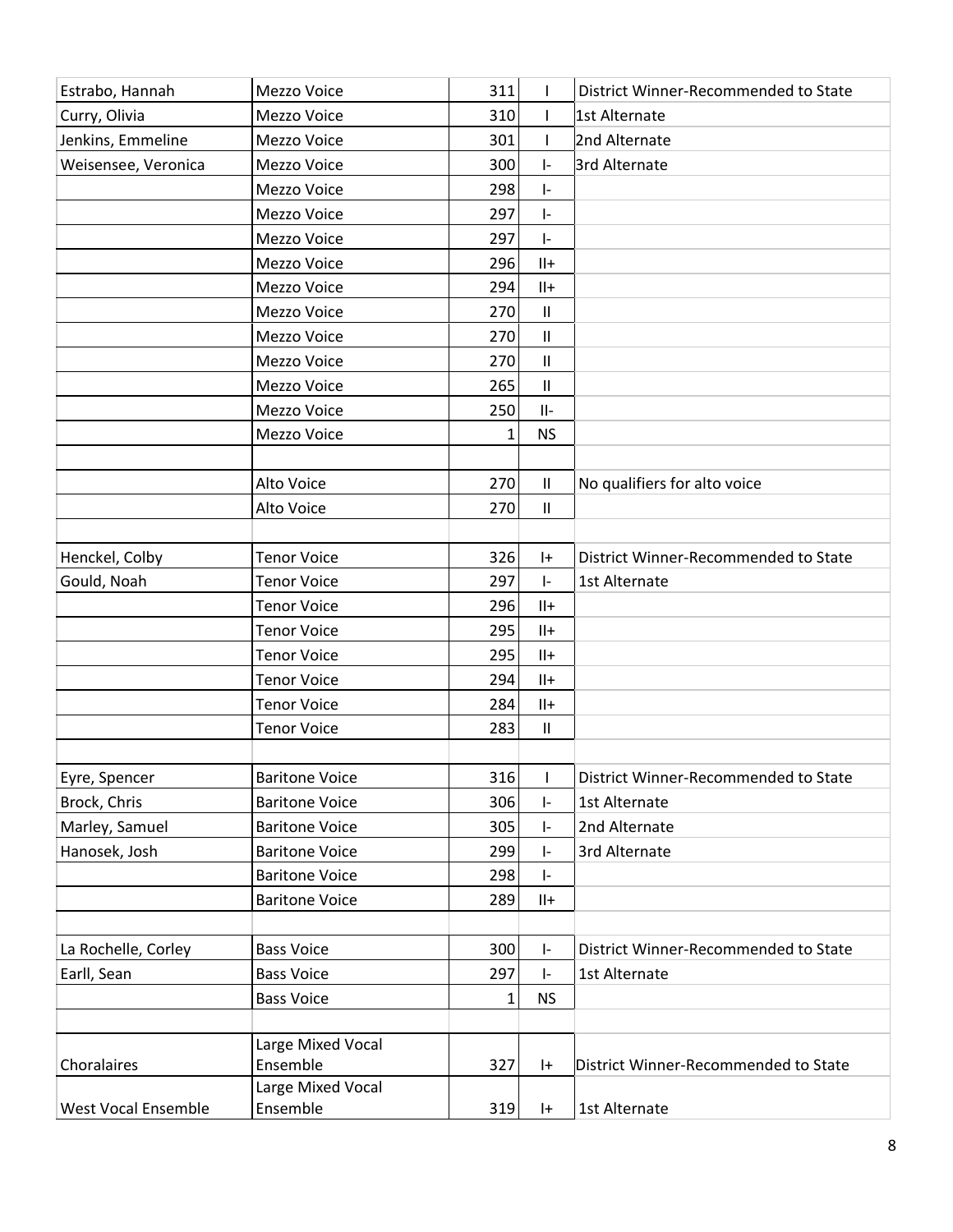| | | | | |
|---|---|---|---|---|
| Estrabo, Hannah | Mezzo Voice | 311 | I | District Winner-Recommended to State |
| Curry, Olivia | Mezzo Voice | 310 | I | 1st Alternate |
| Jenkins, Emmeline | Mezzo Voice | 301 | I | 2nd Alternate |
| Weisensee, Veronica | Mezzo Voice | 300 | I- | 3rd Alternate |
| | Mezzo Voice | 298 | I- | |
| | Mezzo Voice | 297 | I- | |
| | Mezzo Voice | 297 | I- | |
| | Mezzo Voice | 296 | II+ | |
| | Mezzo Voice | 294 | II+ | |
| | Mezzo Voice | 270 | II | |
| | Mezzo Voice | 270 | II | |
| | Mezzo Voice | 270 | II | |
| | Mezzo Voice | 265 | II | |
| | Mezzo Voice | 250 | II- | |
| | Mezzo Voice | 1 | NS | |
| | | | | |
| | Alto Voice | 270 | II | No qualifiers for alto voice |
| | Alto Voice | 270 | II | |
| | | | | |
| Henckel, Colby | Tenor Voice | 326 | I+ | District Winner-Recommended to State |
| Gould, Noah | Tenor Voice | 297 | I- | 1st Alternate |
| | Tenor Voice | 296 | II+ | |
| | Tenor Voice | 295 | II+ | |
| | Tenor Voice | 295 | II+ | |
| | Tenor Voice | 294 | II+ | |
| | Tenor Voice | 284 | II+ | |
| | Tenor Voice | 283 | II | |
| | | | | |
| Eyre, Spencer | Baritone Voice | 316 | I | District Winner-Recommended to State |
| Brock, Chris | Baritone Voice | 306 | I- | 1st Alternate |
| Marley, Samuel | Baritone Voice | 305 | I- | 2nd Alternate |
| Hanosek, Josh | Baritone Voice | 299 | I- | 3rd Alternate |
| | Baritone Voice | 298 | I- | |
| | Baritone Voice | 289 | II+ | |
| | | | | |
| La Rochelle, Corley | Bass Voice | 300 | I- | District Winner-Recommended to State |
| Earll, Sean | Bass Voice | 297 | I- | 1st Alternate |
| | Bass Voice | 1 | NS | |
| | | | | |
| Choralaires | Large Mixed Vocal Ensemble | 327 | I+ | District Winner-Recommended to State |
| West Vocal Ensemble | Large Mixed Vocal Ensemble | 319 | I+ | 1st Alternate |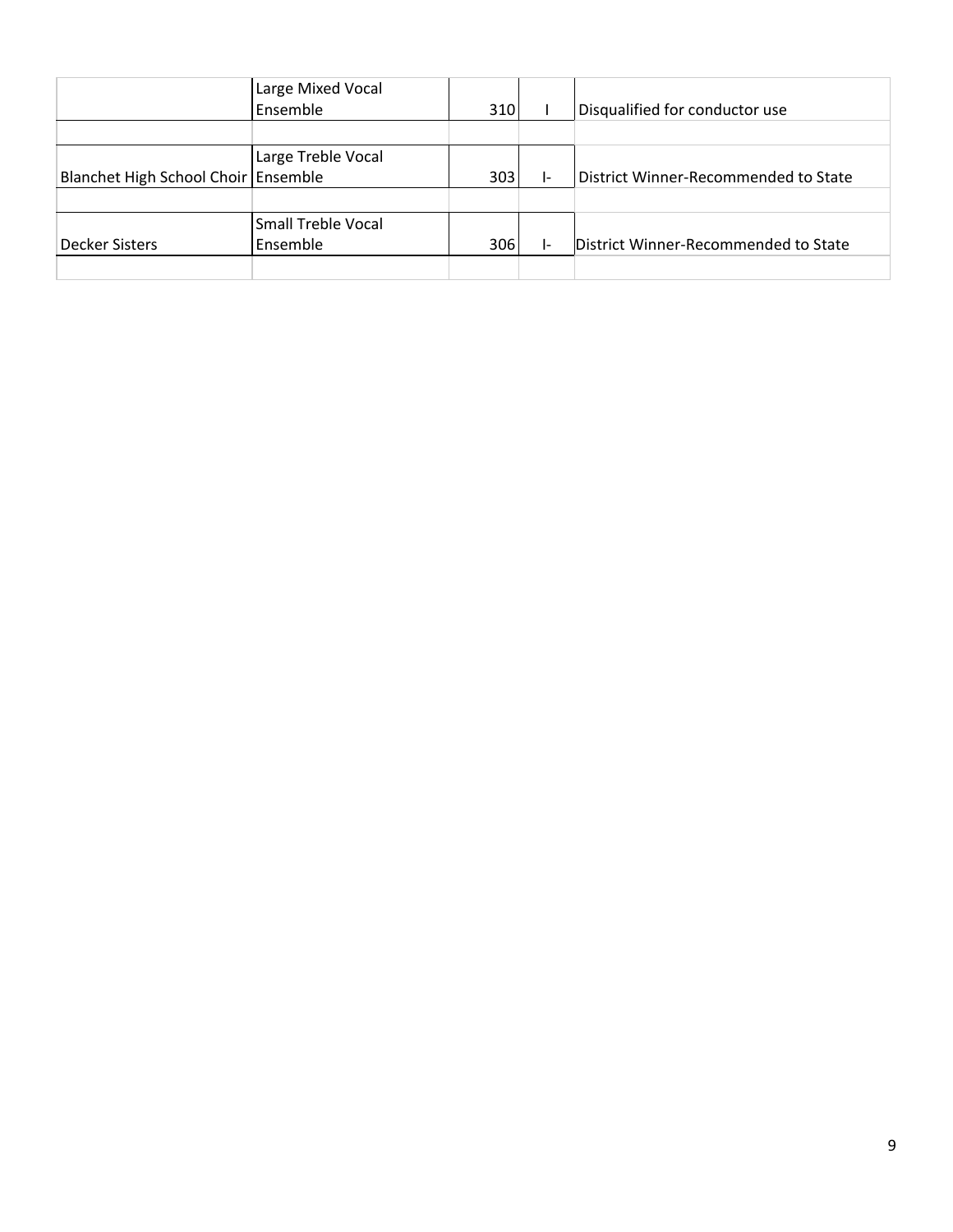| | | | | |
|---|---|---|---|---|
| | Large Mixed Vocal Ensemble | 310 | I | Disqualified for conductor use |
| | | | | |
| Blanchet High School Choir | Large Treble Vocal Ensemble | 303 | I- | District Winner-Recommended to State |
| | | | | |
| Decker Sisters | Small Treble Vocal Ensemble | 306 | I- | District Winner-Recommended to State |
| | | | | |